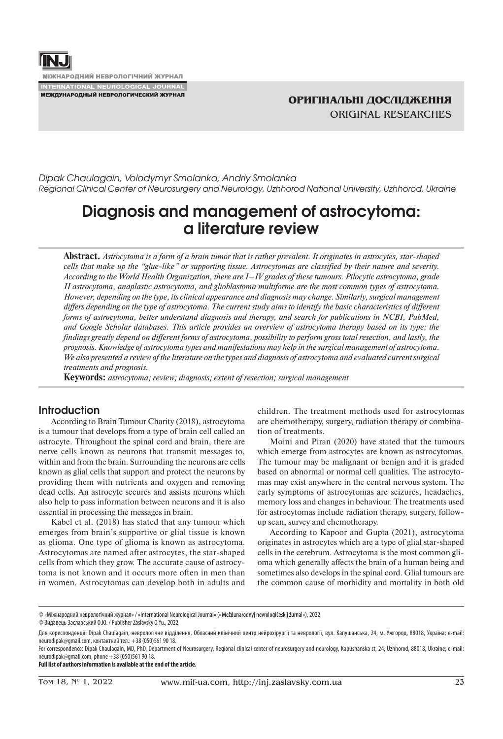ОРИГІНАЛЬНІ ДОСЛІДЖЕННЯ

ORIGINAL RESEARCHES

*Dipak Chaulagain, Volodymyr Smolanka, Andriy Smolanka*
*Regional Clinical Center of Neurosurgery and Neurology, Uzhhorod National University, Uzhhorod, Ukraine*

# Diagnosis and management of astrocytoma: a literature review

**Abstract.** *Astrocytoma is a form of a brain tumor that is rather prevalent. It originates in astrocytes, star-shaped cells that make up the "glue-like" or supporting tissue. Astrocytomas are classified by their nature and severity. According to the World Health Organization, there are I–IV grades of these tumours. Pilocytic astrocytoma, grade II astrocytoma, anaplastic astrocytoma, and glioblastoma multiforme are the most common types of astrocytoma. However, depending on the type, its clinical appearance and diagnosis may change. Similarly, surgical management differs depending on the type of astrocytoma. The current study aims to identify the basic characteristics of different forms of astrocytoma, better understand diagnosis and therapy, and search for publications in NCBI, PubMed, and Google Scholar databases. This article provides an overview of astrocytoma therapy based on its type; the findings greatly depend on different forms of astrocytoma, possibility to perform gross total resection, and lastly, the prognosis. Knowledge of astrocytoma types and manifestations may help in the surgical management of astrocytoma. We also presented a review of the literature on the types and diagnosis of astrocytoma and evaluated current surgical treatments and prognosis.*

**Keywords:** *astrocytoma; review; diagnosis; extent of resection; surgical management*

## Introduction

According to Brain Tumour Charity (2018), astrocytoma is a tumour that develops from a type of brain cell called an astrocyte. Throughout the spinal cord and brain, there are nerve cells known as neurons that transmit messages to, within and from the brain. Surrounding the neurons are cells known as glial cells that support and protect the neurons by providing them with nutrients and oxygen and removing dead cells. An astrocyte secures and assists neurons which also help to pass information between neurons and it is also essential in processing the messages in brain.

Kabel et al. (2018) has stated that any tumour which emerges from brain's supportive or glial tissue is known as glioma. One type of glioma is known as astrocytoma. Astrocytomas are named after astrocytes, the star-shaped cells from which they grow. The accurate cause of astrocytoma is not known and it occurs more often in men than in women. Astrocytomas can develop both in adults and children. The treatment methods used for astrocytomas are chemotherapy, surgery, radiation therapy or combination of treatments.

Moini and Piran (2020) have stated that the tumours which emerge from astrocytes are known as astrocytomas. The tumour may be malignant or benign and it is graded based on abnormal or normal cell qualities. The astrocytomas may exist anywhere in the central nervous system. The early symptoms of astrocytomas are seizures, headaches, memory loss and changes in behaviour. The treatments used for astrocytomas include radiation therapy, surgery, follow-up scan, survey and chemotherapy.

According to Kapoor and Gupta (2021), astrocytoma originates in astrocytes which are a type of glial star-shaped cells in the cerebrum. Astrocytoma is the most common glioma which generally affects the brain of a human being and sometimes also develops in the spinal cord. Glial tumours are the common cause of morbidity and mortality in both old

---

© «Міжнародний неврологічний журнал» / «International Neurological Journal» («Meždunarodnyj nevrologičeskij žurnal»), 2022

© Видавець Заславський О.Ю. / Publisher Zaslavsky O.Yu., 2022

Для кореспонденції: Dipak Chaulagain, неврологічне відділення, Обласний клінічний центр нейрохірургії та неврології, вул. Капушанська, 24, м. Ужгород, 88018, Україна; e-mail: neurodipak@gmail.com, контактний тел.: +38 (050)561 90 18.

For correspondence: Dipak Chaulagain, MD, PhD, Department of Neurosurgery, Regional clinical center of neurosurgery and neurology, Kapushanska st, 24, Uzhhorod, 88018, Ukraine; e-mail: neurodipak@gmail.com, phone +38 (050)561 90 18.

**Full list of authors information is available at the end of the article.**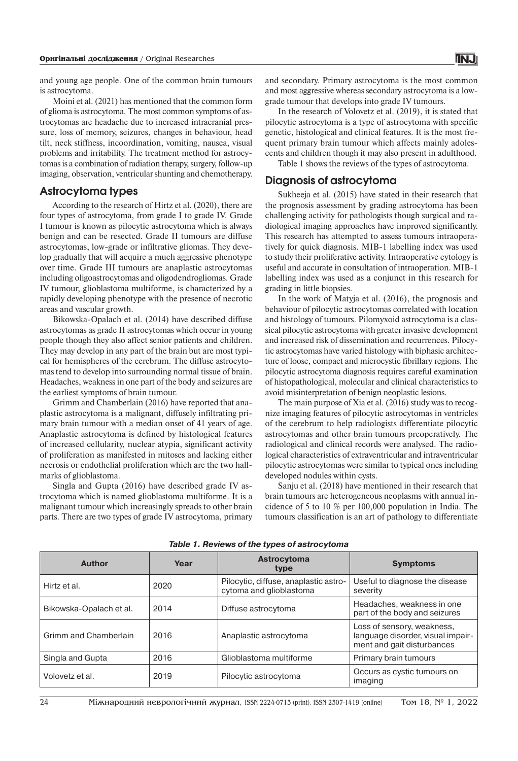and young age people. One of the common brain tumours is astrocytoma.

Moini et al. (2021) has mentioned that the common form of glioma is astrocytoma. The most common symptoms of astrocytomas are headache due to increased intracranial pressure, loss of memory, seizures, changes in behaviour, head tilt, neck stiffness, incoordination, vomiting, nausea, visual problems and irritability. The treatment method for astrocytomas is a combination of radiation therapy, surgery, follow-up imaging, observation, ventricular shunting and chemotherapy.

## Astrocytoma types

According to the research of Hirtz et al. (2020), there are four types of astrocytoma, from grade I to grade IV. Grade I tumour is known as pilocytic astrocytoma which is always benign and can be resected. Grade II tumours are diffuse astrocytomas, low-grade or infiltrative gliomas. They develop gradually that will acquire a much aggressive phenotype over time. Grade III tumours are anaplastic astrocytomas including oligoastrocytomas and oligodendrogliomas. Grade IV tumour, glioblastoma multiforme, is characterized by a rapidly developing phenotype with the presence of necrotic areas and vascular growth.

Bikowska-Opalach et al. (2014) have described diffuse astrocytomas as grade II astrocytomas which occur in young people though they also affect senior patients and children. They may develop in any part of the brain but are most typical for hemispheres of the cerebrum. The diffuse astrocytomas tend to develop into surrounding normal tissue of brain. Headaches, weakness in one part of the body and seizures are the earliest symptoms of brain tumour.

Grimm and Chamberlain (2016) have reported that anaplastic astrocytoma is a malignant, diffusely infiltrating primary brain tumour with a median onset of 41 years of age. Anaplastic astrocytoma is defined by histological features of increased cellularity, nuclear atypia, significant activity of proliferation as manifested in mitoses and lacking either necrosis or endothelial proliferation which are the two hallmarks of glioblastoma.

Singla and Gupta (2016) have described grade IV astrocytoma which is named glioblastoma multiforme. It is a malignant tumour which increasingly spreads to other brain parts. There are two types of grade IV astrocytoma, primary and secondary. Primary astrocytoma is the most common and most aggressive whereas secondary astrocytoma is a low-grade tumour that develops into grade IV tumours.

In the research of Volovetz et al. (2019), it is stated that pilocytic astrocytoma is a type of astrocytoma with specific genetic, histological and clinical features. It is the most frequent primary brain tumour which affects mainly adolescents and children though it may also present in adulthood.

Table 1 shows the reviews of the types of astrocytoma.

## Diagnosis of astrocytoma

Sukheeja et al. (2015) have stated in their research that the prognosis assessment by grading astrocytoma has been challenging activity for pathologists though surgical and radiological imaging approaches have improved significantly. This research has attempted to assess tumours intraoperatively for quick diagnosis. MIB-1 labelling index was used to study their proliferative activity. Intraoperative cytology is useful and accurate in consultation of intraoperation. MIB-1 labelling index was used as a conjunct in this research for grading in little biopsies.

In the work of Matyja et al. (2016), the prognosis and behaviour of pilocytic astrocytomas correlated with location and histology of tumours. Pilomyxoid astrocytoma is a classical pilocytic astrocytoma with greater invasive development and increased risk of dissemination and recurrences. Pilocytic astrocytomas have varied histology with biphasic architecture of loose, compact and microcystic fibrillary regions. The pilocytic astrocytoma diagnosis requires careful examination of histopathological, molecular and clinical characteristics to avoid misinterpretation of benign neoplastic lesions.

The main purpose of Xia et al. (2016) study was to recognize imaging features of pilocytic astrocytomas in ventricles of the cerebrum to help radiologists differentiate pilocytic astrocytomas and other brain tumours preoperatively. The radiological and clinical records were analysed. The radiological characteristics of extraventricular and intraventricular pilocytic astrocytomas were similar to typical ones including developed nodules within cysts.

Sanju et al. (2018) have mentioned in their research that brain tumours are heterogeneous neoplasms with annual incidence of 5 to 10 % per 100,000 population in India. The tumours classification is an art of pathology to differentiate

***Table 1. Reviews of the types of astrocytoma***

| Author | Year | Astrocytoma type | Symptoms |
|---|---|---|---|
| Hirtz et al. | 2020 | Pilocytic, diffuse, anaplastic astrocytoma and glioblastoma | Useful to diagnose the disease severity |
| Bikowska-Opalach et al. | 2014 | Diffuse astrocytoma | Headaches, weakness in one part of the body and seizures |
| Grimm and Chamberlain | 2016 | Anaplastic astrocytoma | Loss of sensory, weakness, language disorder, visual impairment and gait disturbances |
| Singla and Gupta | 2016 | Glioblastoma multiforme | Primary brain tumours |
| Volovetz et al. | 2019 | Pilocytic astrocytoma | Occurs as cystic tumours on imaging |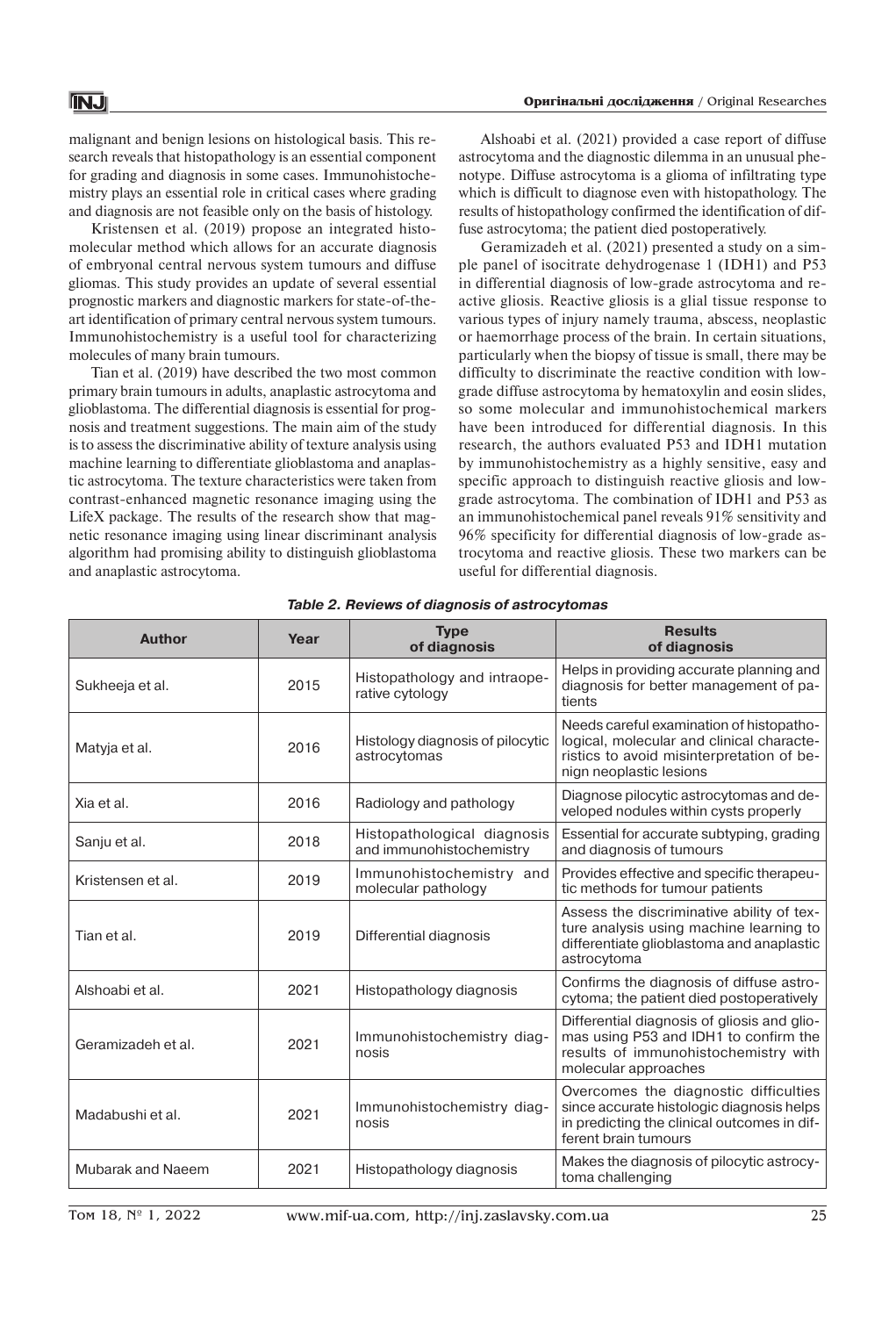malignant and benign lesions on histological basis. This research reveals that histopathology is an essential component for grading and diagnosis in some cases. Immunohistochemistry plays an essential role in critical cases where grading and diagnosis are not feasible only on the basis of histology.

Kristensen et al. (2019) propose an integrated histomolecular method which allows for an accurate diagnosis of embryonal central nervous system tumours and diffuse gliomas. This study provides an update of several essential prognostic markers and diagnostic markers for state-of-the-art identification of primary central nervous system tumours. Immunohistochemistry is a useful tool for characterizing molecules of many brain tumours.

Tian et al. (2019) have described the two most common primary brain tumours in adults, anaplastic astrocytoma and glioblastoma. The differential diagnosis is essential for prognosis and treatment suggestions. The main aim of the study is to assess the discriminative ability of texture analysis using machine learning to differentiate glioblastoma and anaplastic astrocytoma. The texture characteristics were taken from contrast-enhanced magnetic resonance imaging using the LifeX package. The results of the research show that magnetic resonance imaging using linear discriminant analysis algorithm had promising ability to distinguish glioblastoma and anaplastic astrocytoma.

Alshoabi et al. (2021) provided a case report of diffuse astrocytoma and the diagnostic dilemma in an unusual phenotype. Diffuse astrocytoma is a glioma of infiltrating type which is difficult to diagnose even with histopathology. The results of histopathology confirmed the identification of diffuse astrocytoma; the patient died postoperatively.

Geramizadeh et al. (2021) presented a study on a simple panel of isocitrate dehydrogenase 1 (IDH1) and P53 in differential diagnosis of low-grade astrocytoma and reactive gliosis. Reactive gliosis is a glial tissue response to various types of injury namely trauma, abscess, neoplastic or haemorrhage process of the brain. In certain situations, particularly when the biopsy of tissue is small, there may be difficulty to discriminate the reactive condition with low-grade diffuse astrocytoma by hematoxylin and eosin slides, so some molecular and immunohistochemical markers have been introduced for differential diagnosis. In this research, the authors evaluated P53 and IDH1 mutation by immunohistochemistry as a highly sensitive, easy and specific approach to distinguish reactive gliosis and low-grade astrocytoma. The combination of IDH1 and P53 as an immunohistochemical panel reveals 91% sensitivity and 96% specificity for differential diagnosis of low-grade astrocytoma and reactive gliosis. These two markers can be useful for differential diagnosis.

***Table 2. Reviews of diagnosis of astrocytomas***

| Author | Year | Type of diagnosis | Results of diagnosis |
|---|---|---|---|
| Sukheeja et al. | 2015 | Histopathology and intraoperative cytology | Helps in providing accurate planning and diagnosis for better management of patients |
| Matyja et al. | 2016 | Histology diagnosis of pilocytic astrocytomas | Needs careful examination of histopathological, molecular and clinical characteristics to avoid misinterpretation of benign neoplastic lesions |
| Xia et al. | 2016 | Radiology and pathology | Diagnose pilocytic astrocytomas and developed nodules within cysts properly |
| Sanju et al. | 2018 | Histopathological diagnosis and immunohistochemistry | Essential for accurate subtyping, grading and diagnosis of tumours |
| Kristensen et al. | 2019 | Immunohistochemistry and molecular pathology | Provides effective and specific therapeutic methods for tumour patients |
| Tian et al. | 2019 | Differential diagnosis | Assess the discriminative ability of texture analysis using machine learning to differentiate glioblastoma and anaplastic astrocytoma |
| Alshoabi et al. | 2021 | Histopathology diagnosis | Confirms the diagnosis of diffuse astrocytoma; the patient died postoperatively |
| Geramizadeh et al. | 2021 | Immunohistochemistry diagnosis | Differential diagnosis of gliosis and gliomas using P53 and IDH1 to confirm the results of immunohistochemistry with molecular approaches |
| Madabushi et al. | 2021 | Immunohistochemistry diagnosis | Overcomes the diagnostic difficulties since accurate histologic diagnosis helps in predicting the clinical outcomes in different brain tumours |
| Mubarak and Naeem | 2021 | Histopathology diagnosis | Makes the diagnosis of pilocytic astrocytoma challenging |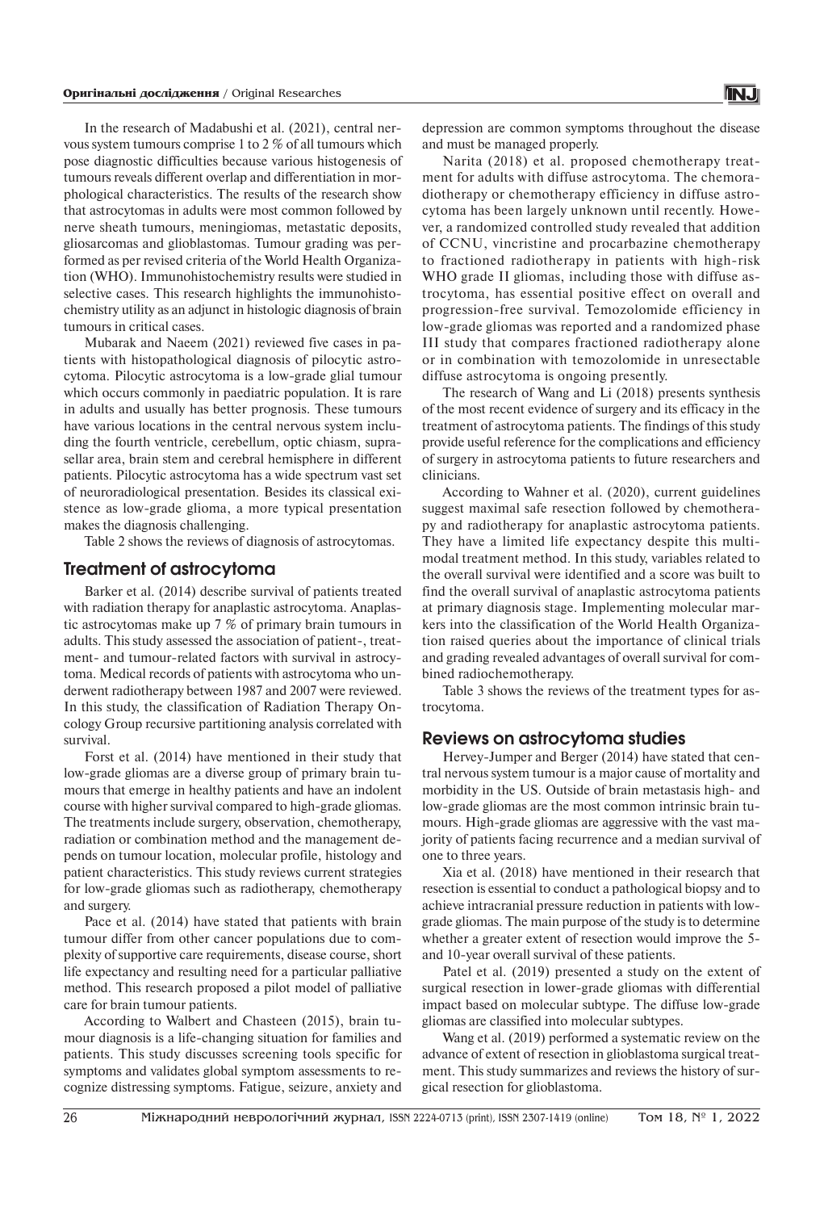In the research of Madabushi et al. (2021), central nervous system tumours comprise 1 to 2 % of all tumours which pose diagnostic difficulties because various histogenesis of tumours reveals different overlap and differentiation in morphological characteristics. The results of the research show that astrocytomas in adults were most common followed by nerve sheath tumours, meningiomas, metastatic deposits, gliosarcomas and glioblastomas. Tumour grading was performed as per revised criteria of the World Health Organization (WHO). Immunohistochemistry results were studied in selective cases. This research highlights the immunohistochemistry utility as an adjunct in histologic diagnosis of brain tumours in critical cases.

Mubarak and Naeem (2021) reviewed five cases in patients with histopathological diagnosis of pilocytic astrocytoma. Pilocytic astrocytoma is a low-grade glial tumour which occurs commonly in paediatric population. It is rare in adults and usually has better prognosis. These tumours have various locations in the central nervous system including the fourth ventricle, cerebellum, optic chiasm, suprasellar area, brain stem and cerebral hemisphere in different patients. Pilocytic astrocytoma has a wide spectrum vast set of neuroradiological presentation. Besides its classical existence as low-grade glioma, a more typical presentation makes the diagnosis challenging.

Table 2 shows the reviews of diagnosis of astrocytomas.

## Treatment of astrocytoma

Barker et al. (2014) describe survival of patients treated with radiation therapy for anaplastic astrocytoma. Anaplastic astrocytomas make up 7 % of primary brain tumours in adults. This study assessed the association of patient-, treatment- and tumour-related factors with survival in astrocytoma. Medical records of patients with astrocytoma who underwent radiotherapy between 1987 and 2007 were reviewed. In this study, the classification of Radiation Therapy Oncology Group recursive partitioning analysis correlated with survival.

Forst et al. (2014) have mentioned in their study that low-grade gliomas are a diverse group of primary brain tumours that emerge in healthy patients and have an indolent course with higher survival compared to high-grade gliomas. The treatments include surgery, observation, chemotherapy, radiation or combination method and the management depends on tumour location, molecular profile, histology and patient characteristics. This study reviews current strategies for low-grade gliomas such as radiotherapy, chemotherapy and surgery.

Pace et al. (2014) have stated that patients with brain tumour differ from other cancer populations due to complexity of supportive care requirements, disease course, short life expectancy and resulting need for a particular palliative method. This research proposed a pilot model of palliative care for brain tumour patients.

According to Walbert and Chasteen (2015), brain tumour diagnosis is a life-changing situation for families and patients. This study discusses screening tools specific for symptoms and validates global symptom assessments to recognize distressing symptoms. Fatigue, seizure, anxiety and depression are common symptoms throughout the disease and must be managed properly.

Narita (2018) et al. proposed chemotherapy treatment for adults with diffuse astrocytoma. The chemoradiotherapy or chemotherapy efficiency in diffuse astrocytoma has been largely unknown until recently. However, a randomized controlled study revealed that addition of CCNU, vincristine and procarbazine chemotherapy to fractioned radiotherapy in patients with high-risk WHO grade II gliomas, including those with diffuse astrocytoma, has essential positive effect on overall and progression-free survival. Temozolomide efficiency in low-grade gliomas was reported and a randomized phase III study that compares fractioned radiotherapy alone or in combination with temozolomide in unresectable diffuse astrocytoma is ongoing presently.

The research of Wang and Li (2018) presents synthesis of the most recent evidence of surgery and its efficacy in the treatment of astrocytoma patients. The findings of this study provide useful reference for the complications and efficiency of surgery in astrocytoma patients to future researchers and clinicians.

According to Wahner et al. (2020), current guidelines suggest maximal safe resection followed by chemotherapy and radiotherapy for anaplastic astrocytoma patients. They have a limited life expectancy despite this multimodal treatment method. In this study, variables related to the overall survival were identified and a score was built to find the overall survival of anaplastic astrocytoma patients at primary diagnosis stage. Implementing molecular markers into the classification of the World Health Organization raised queries about the importance of clinical trials and grading revealed advantages of overall survival for combined radiochemotherapy.

Table 3 shows the reviews of the treatment types for astrocytoma.

## Reviews on astrocytoma studies

Hervey-Jumper and Berger (2014) have stated that central nervous system tumour is a major cause of mortality and morbidity in the US. Outside of brain metastasis high- and low-grade gliomas are the most common intrinsic brain tumours. High-grade gliomas are aggressive with the vast majority of patients facing recurrence and a median survival of one to three years.

Xia et al. (2018) have mentioned in their research that resection is essential to conduct a pathological biopsy and to achieve intracranial pressure reduction in patients with low-grade gliomas. The main purpose of the study is to determine whether a greater extent of resection would improve the 5- and 10-year overall survival of these patients.

Patel et al. (2019) presented a study on the extent of surgical resection in lower-grade gliomas with differential impact based on molecular subtype. The diffuse low-grade gliomas are classified into molecular subtypes.

Wang et al. (2019) performed a systematic review on the advance of extent of resection in glioblastoma surgical treatment. This study summarizes and reviews the history of surgical resection for glioblastoma.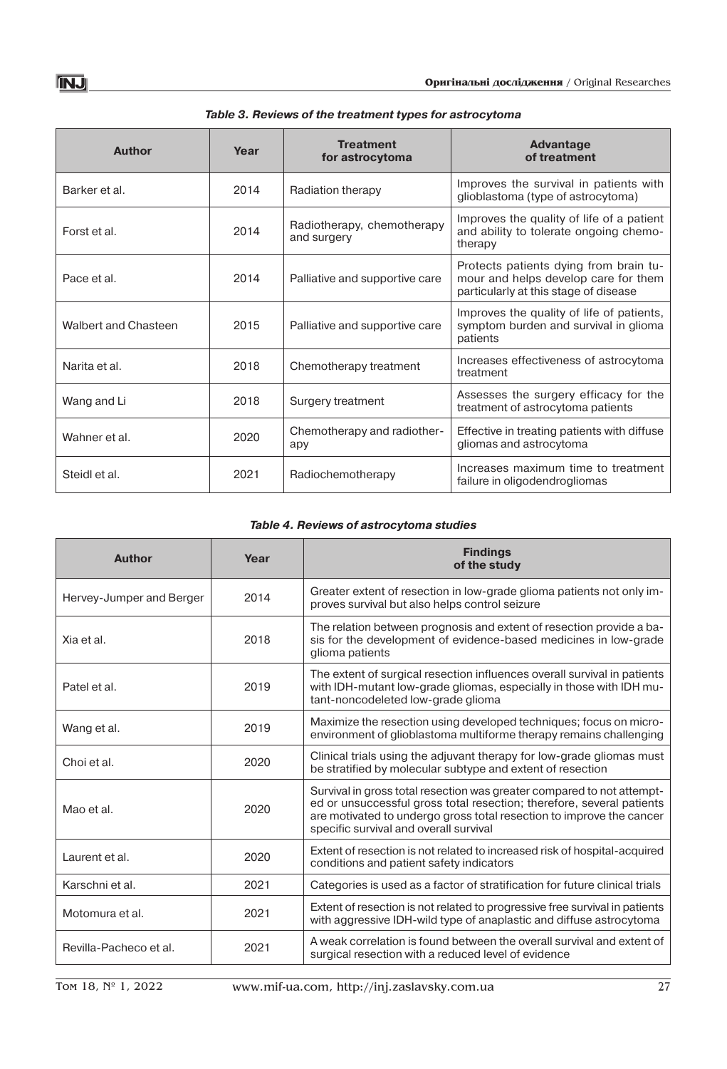*Table 3. Reviews of the treatment types for astrocytoma*

| Author | Year | Treatment for astrocytoma | Advantage of treatment |
|---|---|---|---|
| Barker et al. | 2014 | Radiation therapy | Improves the survival in patients with glioblastoma (type of astrocytoma) |
| Forst et al. | 2014 | Radiotherapy, chemotherapy and surgery | Improves the quality of life of a patient and ability to tolerate ongoing chemotherapy |
| Pace et al. | 2014 | Palliative and supportive care | Protects patients dying from brain tumour and helps develop care for them particularly at this stage of disease |
| Walbert and Chasteen | 2015 | Palliative and supportive care | Improves the quality of life of patients, symptom burden and survival in glioma patients |
| Narita et al. | 2018 | Chemotherapy treatment | Increases effectiveness of astrocytoma treatment |
| Wang and Li | 2018 | Surgery treatment | Assesses the surgery efficacy for the treatment of astrocytoma patients |
| Wahner et al. | 2020 | Chemotherapy and radiotherapy | Effective in treating patients with diffuse gliomas and astrocytoma |
| Steidl et al. | 2021 | Radiochemotherapy | Increases maximum time to treatment failure in oligodendrogliomas |

*Table 4. Reviews of astrocytoma studies*

| Author | Year | Findings of the study |
|---|---|---|
| Hervey-Jumper and Berger | 2014 | Greater extent of resection in low-grade glioma patients not only improves survival but also helps control seizure |
| Xia et al. | 2018 | The relation between prognosis and extent of resection provide a basis for the development of evidence-based medicines in low-grade glioma patients |
| Patel et al. | 2019 | The extent of surgical resection influences overall survival in patients with IDH-mutant low-grade gliomas, especially in those with IDH mutant-noncodeleted low-grade glioma |
| Wang et al. | 2019 | Maximize the resection using developed techniques; focus on microenvironment of glioblastoma multiforme therapy remains challenging |
| Choi et al. | 2020 | Clinical trials using the adjuvant therapy for low-grade gliomas must be stratified by molecular subtype and extent of resection |
| Mao et al. | 2020 | Survival in gross total resection was greater compared to not attempted or unsuccessful gross total resection; therefore, several patients are motivated to undergo gross total resection to improve the cancer specific survival and overall survival |
| Laurent et al. | 2020 | Extent of resection is not related to increased risk of hospital-acquired conditions and patient safety indicators |
| Karschni et al. | 2021 | Categories is used as a factor of stratification for future clinical trials |
| Motomura et al. | 2021 | Extent of resection is not related to progressive free survival in patients with aggressive IDH-wild type of anaplastic and diffuse astrocytoma |
| Revilla-Pacheco et al. | 2021 | A weak correlation is found between the overall survival and extent of surgical resection with a reduced level of evidence |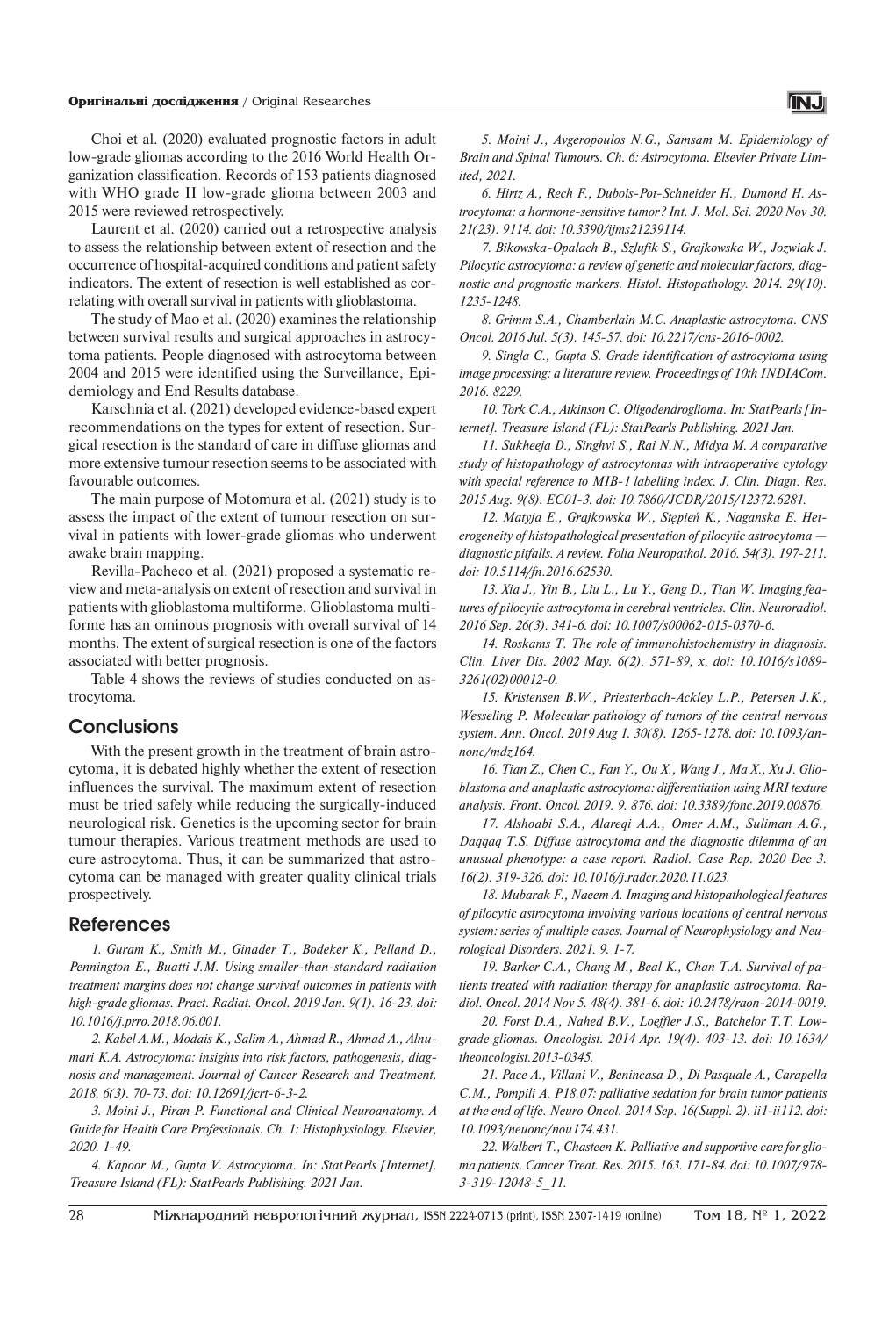Choi et al. (2020) evaluated prognostic factors in adult low-grade gliomas according to the 2016 World Health Organization classification. Records of 153 patients diagnosed with WHO grade II low-grade glioma between 2003 and 2015 were reviewed retrospectively.

Laurent et al. (2020) carried out a retrospective analysis to assess the relationship between extent of resection and the occurrence of hospital-acquired conditions and patient safety indicators. The extent of resection is well established as correlating with overall survival in patients with glioblastoma.

The study of Mao et al. (2020) examines the relationship between survival results and surgical approaches in astrocytoma patients. People diagnosed with astrocytoma between 2004 and 2015 were identified using the Surveillance, Epidemiology and End Results database.

Karschnia et al. (2021) developed evidence-based expert recommendations on the types for extent of resection. Surgical resection is the standard of care in diffuse gliomas and more extensive tumour resection seems to be associated with favourable outcomes.

The main purpose of Motomura et al. (2021) study is to assess the impact of the extent of tumour resection on survival in patients with lower-grade gliomas who underwent awake brain mapping.

Revilla-Pacheco et al. (2021) proposed a systematic review and meta-analysis on extent of resection and survival in patients with glioblastoma multiforme. Glioblastoma multiforme has an ominous prognosis with overall survival of 14 months. The extent of surgical resection is one of the factors associated with better prognosis.

Table 4 shows the reviews of studies conducted on astrocytoma.

## Conclusions

With the present growth in the treatment of brain astrocytoma, it is debated highly whether the extent of resection influences the survival. The maximum extent of resection must be tried safely while reducing the surgically-induced neurological risk. Genetics is the upcoming sector for brain tumour therapies. Various treatment methods are used to cure astrocytoma. Thus, it can be summarized that astrocytoma can be managed with greater quality clinical trials prospectively.

## References

*1. Guram K., Smith M., Ginader T., Bodeker K., Pelland D., Pennington E., Buatti J.M. Using smaller-than-standard radiation treatment margins does not change survival outcomes in patients with high-grade gliomas. Pract. Radiat. Oncol. 2019 Jan. 9(1). 16-23. doi: 10.1016/j.prro.2018.06.001.*

*2. Kabel A.M., Modais K., Salim A., Ahmad R., Ahmad A., Alnumari K.A. Astrocytoma: insights into risk factors, pathogenesis, diagnosis and management. Journal of Cancer Research and Treatment. 2018. 6(3). 70-73. doi: 10.12691/jcrt-6-3-2.*

*3. Moini J., Piran P. Functional and Clinical Neuroanatomy. A Guide for Health Care Professionals. Ch. 1: Histophysiology. Elsevier, 2020. 1-49.*

*4. Kapoor M., Gupta V. Astrocytoma. In: StatPearls [Internet]. Treasure Island (FL): StatPearls Publishing. 2021 Jan.*

*5. Moini J., Avgeropoulos N.G., Samsam M. Epidemiology of Brain and Spinal Tumours. Ch. 6: Astrocytoma. Elsevier Private Limited, 2021.*

*6. Hirtz A., Rech F., Dubois-Pot-Schneider H., Dumond H. Astrocytoma: a hormone-sensitive tumor? Int. J. Mol. Sci. 2020 Nov 30. 21(23). 9114. doi: 10.3390/ijms21239114.*

*7. Bikowska-Opalach B., Szlufik S., Grajkowska W., Jozwiak J. Pilocytic astrocytoma: a review of genetic and molecular factors, diagnostic and prognostic markers. Histol. Histopathology. 2014. 29(10). 1235-1248.*

*8. Grimm S.A., Chamberlain M.C. Anaplastic astrocytoma. CNS Oncol. 2016 Jul. 5(3). 145-57. doi: 10.2217/cns-2016-0002.*

*9. Singla C., Gupta S. Grade identification of astrocytoma using image processing: a literature review. Proceedings of 10th INDIACom. 2016. 8229.*

*10. Tork C.A., Atkinson C. Oligodendroglioma. In: StatPearls [Internet]. Treasure Island (FL): StatPearls Publishing. 2021 Jan.*

*11. Sukheeja D., Singhvi S., Rai N.N., Midya M. A comparative study of histopathology of astrocytomas with intraoperative cytology with special reference to MIB-1 labelling index. J. Clin. Diagn. Res. 2015 Aug. 9(8). EC01-3. doi: 10.7860/JCDR/2015/12372.6281.*

*12. Matyja E., Grajkowska W., Stępień K., Naganska E. Heterogeneity of histopathological presentation of pilocytic astrocytoma — diagnostic pitfalls. A review. Folia Neuropathol. 2016. 54(3). 197-211. doi: 10.5114/fn.2016.62530.*

*13. Xia J., Yin B., Liu L., Lu Y., Geng D., Tian W. Imaging features of pilocytic astrocytoma in cerebral ventricles. Clin. Neuroradiol. 2016 Sep. 26(3). 341-6. doi: 10.1007/s00062-015-0370-6.*

*14. Roskams T. The role of immunohistochemistry in diagnosis. Clin. Liver Dis. 2002 May. 6(2). 571-89, x. doi: 10.1016/s1089-3261(02)00012-0.*

*15. Kristensen B.W., Priesterbach-Ackley L.P., Petersen J.K., Wesseling P. Molecular pathology of tumors of the central nervous system. Ann. Oncol. 2019 Aug 1. 30(8). 1265-1278. doi: 10.1093/annonc/mdz164.*

*16. Tian Z., Chen C., Fan Y., Ou X., Wang J., Ma X., Xu J. Glioblastoma and anaplastic astrocytoma: differentiation using MRI texture analysis. Front. Oncol. 2019. 9. 876. doi: 10.3389/fonc.2019.00876.*

*17. Alshoabi S.A., Alareqi A.A., Omer A.M., Suliman A.G., Daqqaq T.S. Diffuse astrocytoma and the diagnostic dilemma of an unusual phenotype: a case report. Radiol. Case Rep. 2020 Dec 3. 16(2). 319-326. doi: 10.1016/j.radcr.2020.11.023.*

*18. Mubarak F., Naeem A. Imaging and histopathological features of pilocytic astrocytoma involving various locations of central nervous system: series of multiple cases. Journal of Neurophysiology and Neurological Disorders. 2021. 9. 1-7.*

*19. Barker C.A., Chang M., Beal K., Chan T.A. Survival of patients treated with radiation therapy for anaplastic astrocytoma. Radiol. Oncol. 2014 Nov 5. 48(4). 381-6. doi: 10.2478/raon-2014-0019.*

*20. Forst D.A., Nahed B.V., Loeffler J.S., Batchelor T.T. Low-grade gliomas. Oncologist. 2014 Apr. 19(4). 403-13. doi: 10.1634/theoncologist.2013-0345.*

*21. Pace A., Villani V., Benincasa D., Di Pasquale A., Carapella C.M., Pompili A. P18.07: palliative sedation for brain tumor patients at the end of life. Neuro Oncol. 2014 Sep. 16(Suppl. 2). ii1-ii112. doi: 10.1093/neuonc/nou174.431.*

*22. Walbert T., Chasteen K. Palliative and supportive care for glioma patients. Cancer Treat. Res. 2015. 163. 171-84. doi: 10.1007/978-3-319-12048-5_11.*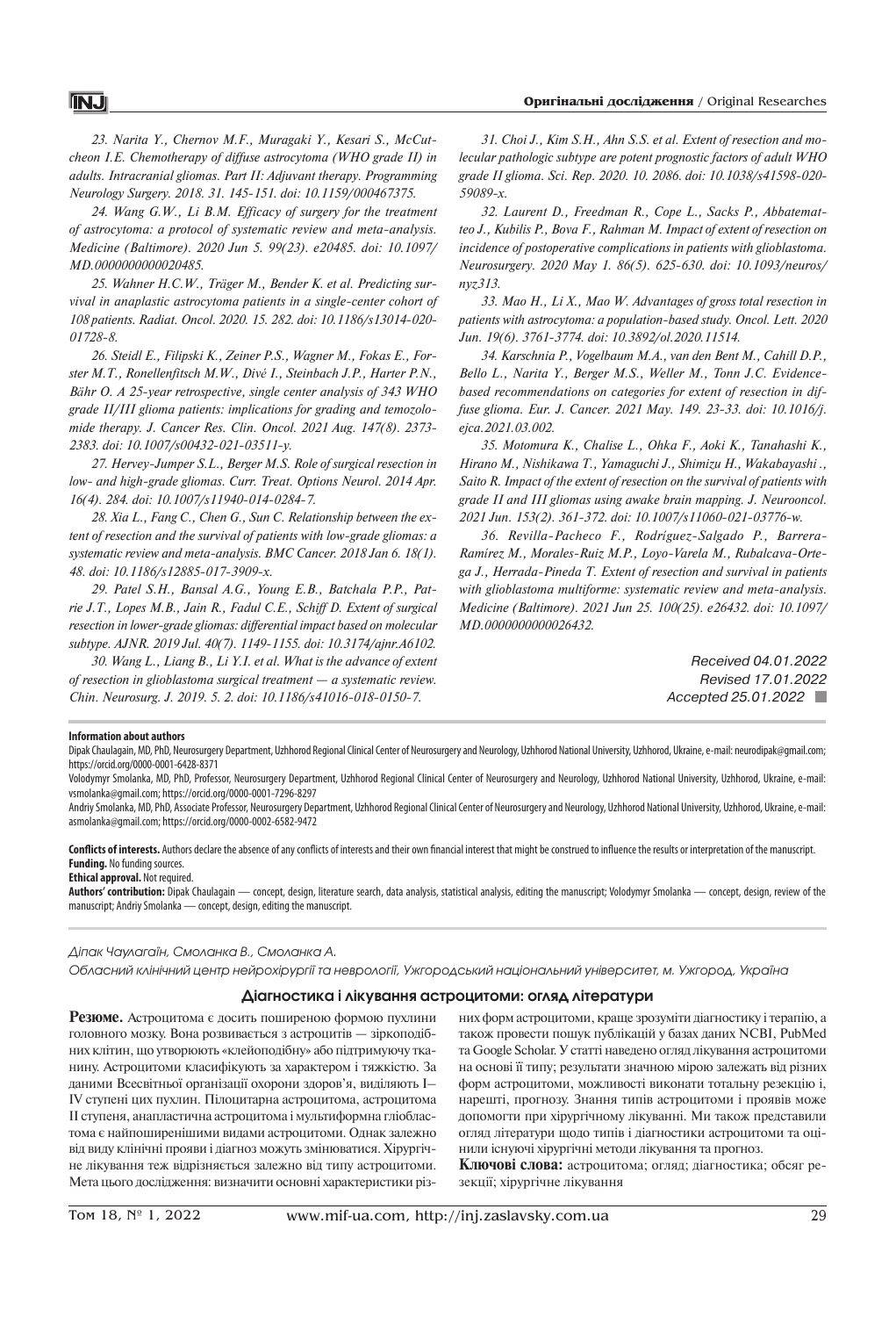23. Narita Y., Chernov M.F., Muragaki Y., Kesari S., McCutcheon I.E. Chemotherapy of diffuse astrocytoma (WHO grade II) in adults. Intracranial gliomas. Part II: Adjuvant therapy. Programming Neurology Surgery. 2018. 31. 145-151. doi: 10.1159/000467375.

24. Wang G.W., Li B.M. Efficacy of surgery for the treatment of astrocytoma: a protocol of systematic review and meta-analysis. Medicine (Baltimore). 2020 Jun 5. 99(23). e20485. doi: 10.1097/MD.0000000000020485.

25. Wahner H.C.W., Träger M., Bender K. et al. Predicting survival in anaplastic astrocytoma patients in a single-center cohort of 108 patients. Radiat. Oncol. 2020. 15. 282. doi: 10.1186/s13014-020-01728-8.

26. Steidl E., Filipski K., Zeiner P.S., Wagner M., Fokas E., Forster M.T., Ronellenfitsch M.W., Divé I., Steinbach J.P., Harter P.N., Bähr O. A 25-year retrospective, single center analysis of 343 WHO grade II/III glioma patients: implications for grading and temozolomide therapy. J. Cancer Res. Clin. Oncol. 2021 Aug. 147(8). 2373-2383. doi: 10.1007/s00432-021-03511-y.

27. Hervey-Jumper S.L., Berger M.S. Role of surgical resection in low- and high-grade gliomas. Curr. Treat. Options Neurol. 2014 Apr. 16(4). 284. doi: 10.1007/s11940-014-0284-7.

28. Xia L., Fang C., Chen G., Sun C. Relationship between the extent of resection and the survival of patients with low-grade gliomas: a systematic review and meta-analysis. BMC Cancer. 2018 Jan 6. 18(1). 48. doi: 10.1186/s12885-017-3909-x.

29. Patel S.H., Bansal A.G., Young E.B., Batchala P.P., Patrie J.T., Lopes M.B., Jain R., Fadul C.E., Schiff D. Extent of surgical resection in lower-grade gliomas: differential impact based on molecular subtype. AJNR. 2019 Jul. 40(7). 1149-1155. doi: 10.3174/ajnr.A6102.

30. Wang L., Liang B., Li Y.I. et al. What is the advance of extent of resection in glioblastoma surgical treatment — a systematic review. Chin. Neurosurg. J. 2019. 5. 2. doi: 10.1186/s41016-018-0150-7.

31. Choi J., Kim S.H., Ahn S.S. et al. Extent of resection and molecular pathologic subtype are potent prognostic factors of adult WHO grade II glioma. Sci. Rep. 2020. 10. 2086. doi: 10.1038/s41598-020-59089-x.

32. Laurent D., Freedman R., Cope L., Sacks P., Abbatematteo J., Kubilis P., Bova F., Rahman M. Impact of extent of resection on incidence of postoperative complications in patients with glioblastoma. Neurosurgery. 2020 May 1. 86(5). 625-630. doi: 10.1093/neuros/nyz313.

33. Mao H., Li X., Mao W. Advantages of gross total resection in patients with astrocytoma: a population-based study. Oncol. Lett. 2020 Jun. 19(6). 3761-3774. doi: 10.3892/ol.2020.11514.

34. Karschnia P., Vogelbaum M.A., van den Bent M., Cahill D.P., Bello L., Narita Y., Berger M.S., Weller M., Tonn J.C. Evidence-based recommendations on categories for extent of resection in diffuse glioma. Eur. J. Cancer. 2021 May. 149. 23-33. doi: 10.1016/j.ejca.2021.03.002.

35. Motomura K., Chalise L., Ohka F., Aoki K., Tanahashi K., Hirano M., Nishikawa T., Yamaguchi J., Shimizu H., Wakabayashi ., Saito R. Impact of the extent of resection on the survival of patients with grade II and III gliomas using awake brain mapping. J. Neurooncol. 2021 Jun. 153(2). 361-372. doi: 10.1007/s11060-021-03776-w.

36. Revilla-Pacheco F., Rodríguez-Salgado P., Barrera-Ramírez M., Morales-Ruiz M.P., Loyo-Varela M., Rubalcava-Ortega J., Herrada-Pineda T. Extent of resection and survival in patients with glioblastoma multiforme: systematic review and meta-analysis. Medicine (Baltimore). 2021 Jun 25. 100(25). e26432. doi: 10.1097/MD.0000000000026432.

Received 04.01.2022
Revised 17.01.2022
Accepted 25.01.2022

**Information about authors**

Dipak Chaulagain, MD, PhD, Neurosurgery Department, Uzhhorod Regional Clinical Center of Neurosurgery and Neurology, Uzhhorod National University, Uzhhorod, Ukraine, e-mail: neurodipak@gmail.com; https://orcid.org/0000-0001-6428-8371

Volodymyr Smolanka, MD, PhD, Professor, Neurosurgery Department, Uzhhorod Regional Clinical Center of Neurosurgery and Neurology, Uzhhorod National University, Uzhhorod, Ukraine, e-mail: vsmolanka@gmail.com; https://orcid.org/0000-0001-7296-8297

Andriy Smolanka, MD, PhD, Associate Professor, Neurosurgery Department, Uzhhorod Regional Clinical Center of Neurosurgery and Neurology, Uzhhorod National University, Uzhhorod, Ukraine, e-mail: asmolanka@gmail.com; https://orcid.org/0000-0002-6582-9472

**Conflicts of interests.** Authors declare the absence of any conflicts of interests and their own financial interest that might be construed to influence the results or interpretation of the manuscript.
**Funding.** No funding sources.
**Ethical approval.** Not required.
**Authors' contribution:** Dipak Chaulagain — concept, design, literature search, data analysis, statistical analysis, editing the manuscript; Volodymyr Smolanka — concept, design, review of the manuscript; Andriy Smolanka — concept, design, editing the manuscript.

*Діпак Чаулагаїн, Смоланка В., Смоланка А.*

*Обласний клінічний центр нейрохірургії та неврології, Ужгородський національний університет, м. Ужгород, Україна*

## Діагностика і лікування астроцитоми: огляд літератури

**Резюме.** Астроцитома є досить поширеною формою пухлини головного мозку. Вона розвивається з астроцитів — зіркоподібних клітин, що утворюють «клейоподібну» або підтримуючу тканину. Астроцитоми класифікують за характером і тяжкістю. За даними Всесвітньої організації охорони здоров'я, виділяють I–IV ступені цих пухлин. Пілоцитарна астроцитома, астроцитома II ступеня, анапластична астроцитома і мультиформна гліобластома є найпоширенішими видами астроцитоми. Однак залежно від виду клінічні прояви і діагноз можуть змінюватися. Хірургічне лікування теж відрізняється залежно від типу астроцитоми. Мета цього дослідження: визначити основні характеристики різних форм астроцитоми, краще зрозуміти діагностику і терапію, а також провести пошук публікацій у базах даних NCBI, PubMed та Google Scholar. У статті наведено огляд лікування астроцитоми на основі її типу; результати значною мірою залежать від різних форм астроцитоми, можливості виконати тотальну резекцію і, нарешті, прогнозу. Знання типів астроцитоми і проявів може допомогти при хірургічному лікуванні. Ми також представили огляд літератури щодо типів і діагностики астроцитоми та оцінили існуючі хірургічні методи лікування та прогноз.

**Ключові слова:** астроцитома; огляд; діагностика; обсяг резекції; хірургічне лікування